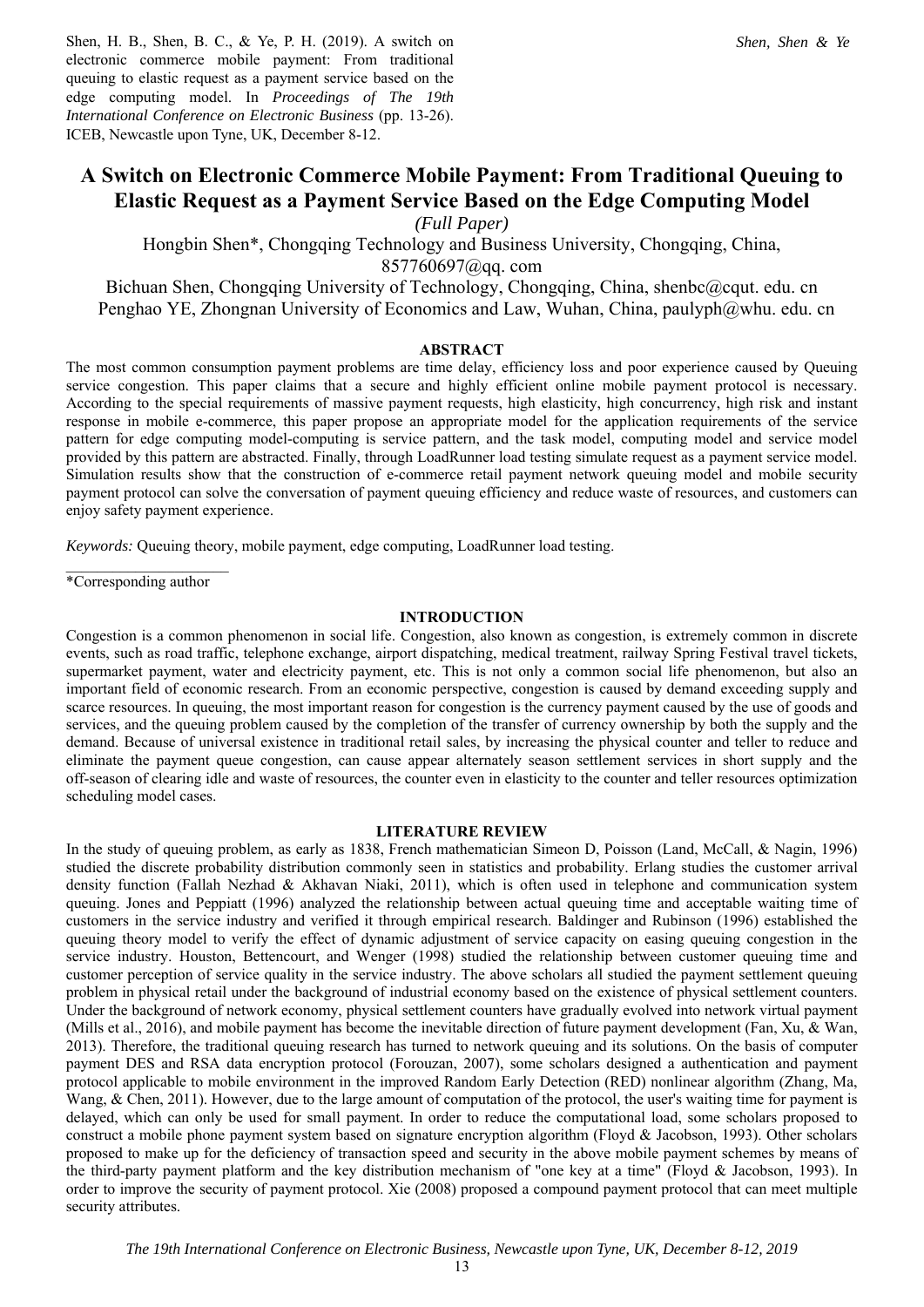Shen, H. B., Shen, B. C., & Ye, P. H. (2019). A switch on electronic commerce mobile payment: From traditional queuing to elastic request as a payment service based on the edge computing model. In *Proceedings of The 19th International Conference on Electronic Business* (pp. 13-26). ICEB, Newcastle upon Tyne, UK, December 8-12.

# A Switch on Electronic Commerce Mobile Payment: From Traditional Queuing to Elastic Request as a Payment Service Based on the Edge Computing Model

*(Full Paper)*

Hongbin Shen*, Chongqing Technology and Business University, Chongqing, China, 857760697@qq. com

Bichuan Shen, Chongqing University of Technology, Chongqing, China, shenbc@cqut. edu. cn

Penghao YE, Zhongnan University of Economics and Law, Wuhan, China, paulyph@whu. edu. cn

## ABSTRACT

The most common consumption payment problems are time delay, efficiency loss and poor experience caused by Queuing service congestion. This paper claims that a secure and highly efficient online mobile payment protocol is necessary. According to the special requirements of massive payment requests, high elasticity, high concurrency, high risk and instant response in mobile e-commerce, this paper propose an appropriate model for the application requirements of the service pattern for edge computing model-computing is service pattern, and the task model, computing model and service model provided by this pattern are abstracted. Finally, through LoadRunner load testing simulate request as a payment service model. Simulation results show that the construction of e-commerce retail payment network queuing model and mobile security payment protocol can solve the conversation of payment queuing efficiency and reduce waste of resources, and customers can enjoy safety payment experience.

*Keywords:* Queuing theory, mobile payment, edge computing, LoadRunner load testing.

*Corresponding author

## INTRODUCTION

Congestion is a common phenomenon in social life. Congestion, also known as congestion, is extremely common in discrete events, such as road traffic, telephone exchange, airport dispatching, medical treatment, railway Spring Festival travel tickets, supermarket payment, water and electricity payment, etc. This is not only a common social life phenomenon, but also an important field of economic research. From an economic perspective, congestion is caused by demand exceeding supply and scarce resources. In queuing, the most important reason for congestion is the currency payment caused by the use of goods and services, and the queuing problem caused by the completion of the transfer of currency ownership by both the supply and the demand. Because of universal existence in traditional retail sales, by increasing the physical counter and teller to reduce and eliminate the payment queue congestion, can cause appear alternately season settlement services in short supply and the off-season of clearing idle and waste of resources, the counter even in elasticity to the counter and teller resources optimization scheduling model cases.

## LITERATURE REVIEW

In the study of queuing problem, as early as 1838, French mathematician Simeon D, Poisson (Land, McCall, & Nagin, 1996) studied the discrete probability distribution commonly seen in statistics and probability. Erlang studies the customer arrival density function (Fallah Nezhad & Akhavan Niaki, 2011), which is often used in telephone and communication system queuing. Jones and Peppiatt (1996) analyzed the relationship between actual queuing time and acceptable waiting time of customers in the service industry and verified it through empirical research. Baldinger and Rubinson (1996) established the queuing theory model to verify the effect of dynamic adjustment of service capacity on easing queuing congestion in the service industry. Houston, Bettencourt, and Wenger (1998) studied the relationship between customer queuing time and customer perception of service quality in the service industry. The above scholars all studied the payment settlement queuing problem in physical retail under the background of industrial economy based on the existence of physical settlement counters. Under the background of network economy, physical settlement counters have gradually evolved into network virtual payment (Mills et al., 2016), and mobile payment has become the inevitable direction of future payment development (Fan, Xu, & Wan, 2013). Therefore, the traditional queuing research has turned to network queuing and its solutions. On the basis of computer payment DES and RSA data encryption protocol (Forouzan, 2007), some scholars designed a authentication and payment protocol applicable to mobile environment in the improved Random Early Detection (RED) nonlinear algorithm (Zhang, Ma, Wang, & Chen, 2011). However, due to the large amount of computation of the protocol, the user's waiting time for payment is delayed, which can only be used for small payment. In order to reduce the computational load, some scholars proposed to construct a mobile phone payment system based on signature encryption algorithm (Floyd & Jacobson, 1993). Other scholars proposed to make up for the deficiency of transaction speed and security in the above mobile payment schemes by means of the third-party payment platform and the key distribution mechanism of "one key at a time" (Floyd & Jacobson, 1993). In order to improve the security of payment protocol. Xie (2008) proposed a compound payment protocol that can meet multiple security attributes.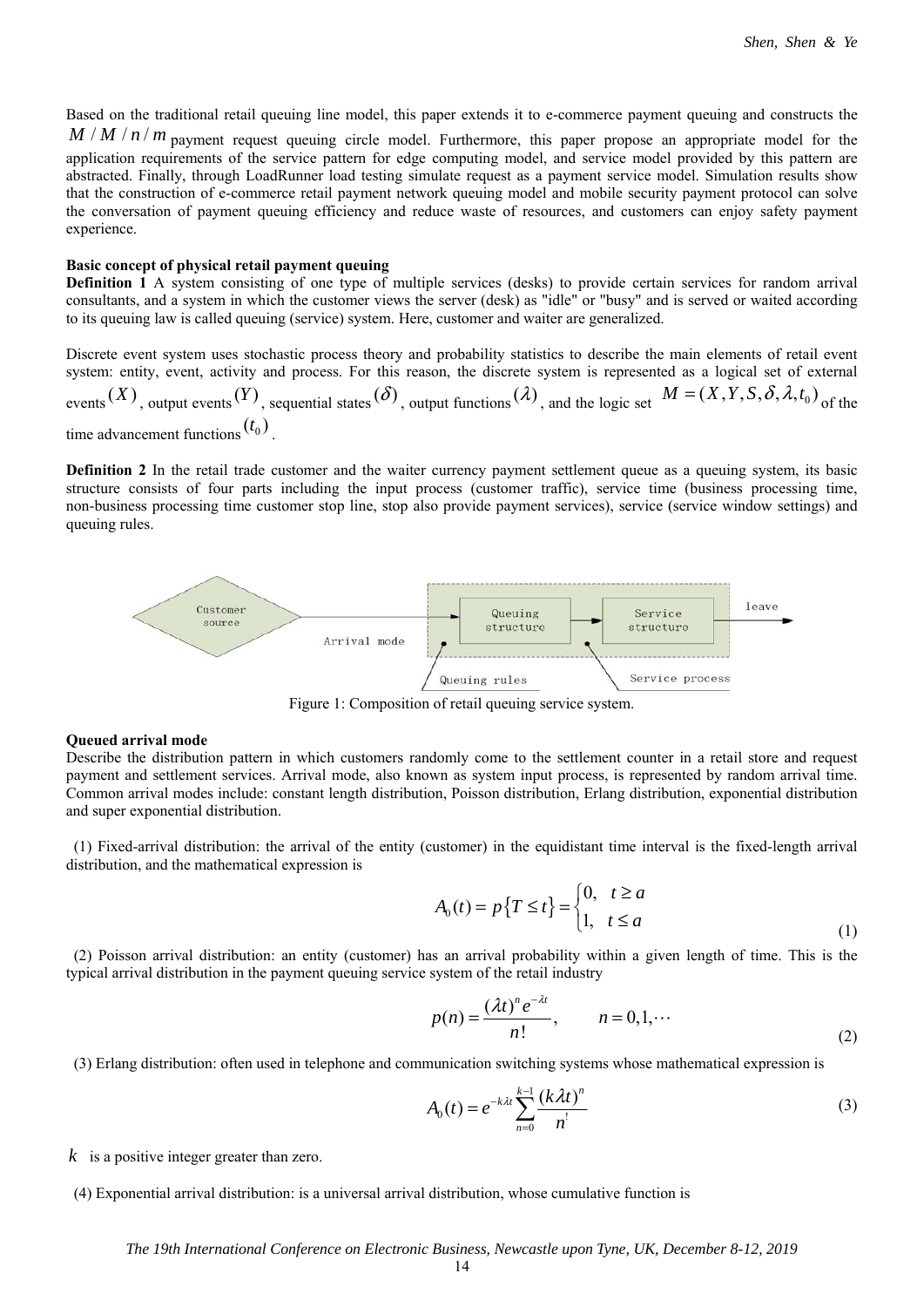Based on the traditional retail queuing line model, this paper extends it to e-commerce payment queuing and constructs the $M/M/n/m$ payment request queuing circle model. Furthermore, this paper propose an appropriate model for the application requirements of the service pattern for edge computing model, and service model provided by this pattern are abstracted. Finally, through LoadRunner load testing simulate request as a payment service model. Simulation results show that the construction of e-commerce retail payment network queuing model and mobile security payment protocol can solve the conversation of payment queuing efficiency and reduce waste of resources, and customers can enjoy safety payment experience.

**Basic concept of physical retail payment queuing**

**Definition 1** A system consisting of one type of multiple services (desks) to provide certain services for random arrival consultants, and a system in which the customer views the server (desk) as "idle" or "busy" and is served or waited according to its queuing law is called queuing (service) system. Here, customer and waiter are generalized.

Discrete event system uses stochastic process theory and probability statistics to describe the main elements of retail event system: entity, event, activity and process. For this reason, the discrete system is represented as a logical set of external events $(X)$, output events $(Y)$, sequential states $(\delta)$, output functions $(\lambda)$, and the logic set $M=(X,Y,S,\delta,\lambda,t_0)$ of the time advancement functions $(t_0)$.

**Definition 2** In the retail trade customer and the waiter currency payment settlement queue as a queuing system, its basic structure consists of four parts including the input process (customer traffic), service time (business processing time, non-business processing time customer stop line, stop also provide payment services), service (service window settings) and queuing rules.

Figure 1: Composition of retail queuing service system.

**Queued arrival mode**

Describe the distribution pattern in which customers randomly come to the settlement counter in a retail store and request payment and settlement services. Arrival mode, also known as system input process, is represented by random arrival time. Common arrival modes include: constant length distribution, Poisson distribution, Erlang distribution, exponential distribution and super exponential distribution.

(1) Fixed-arrival distribution: the arrival of the entity (customer) in the equidistant time interval is the fixed-length arrival distribution, and the mathematical expression is

$$A_0(t)=p\{T\le t\}=\begin{cases}0, & t\ge a\\ 1, & t\le a\end{cases} \tag{1}$$

(2) Poisson arrival distribution: an entity (customer) has an arrival probability within a given length of time. This is the typical arrival distribution in the payment queuing service system of the retail industry

$$p(n)=\frac{(\lambda t)^n e^{-\lambda t}}{n!}, \qquad n=0,1,\cdots \tag{2}$$

(3) Erlang distribution: often used in telephone and communication switching systems whose mathematical expression is

$$A_0(t)=e^{-k\lambda t}\sum_{n=0}^{k-1}\frac{(k\lambda t)^n}{n^!} \tag{3}$$

$k$ is a positive integer greater than zero.

(4) Exponential arrival distribution: is a universal arrival distribution, whose cumulative function is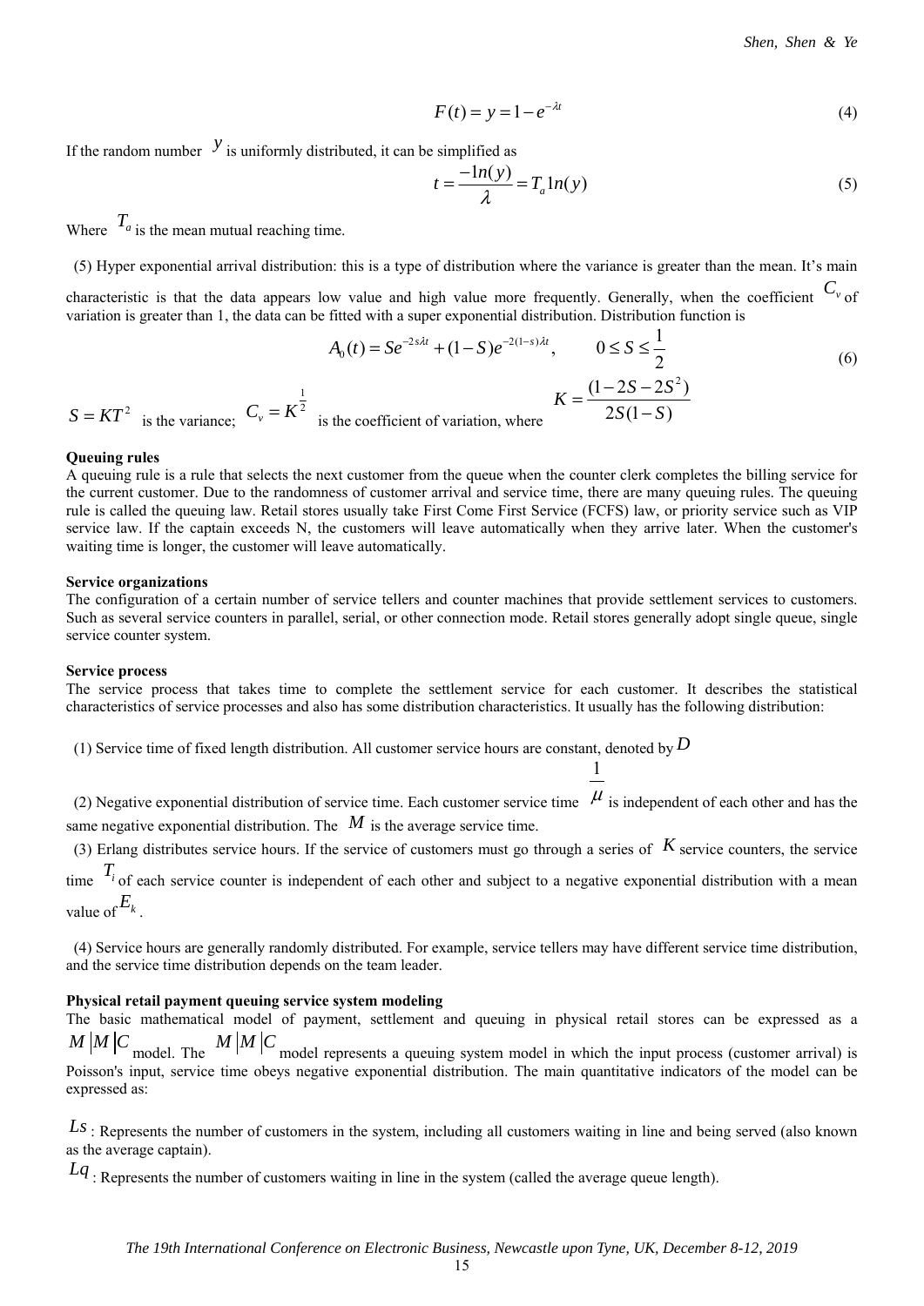$$F(t) = y = 1 - e^{-\lambda t} \tag{4}$$

If the random number $y$ is uniformly distributed, it can be simplified as

$$t = \frac{-1n(y)}{\lambda} = T_a 1n(y) \tag{5}$$

Where $T_a$ is the mean mutual reaching time.

(5) Hyper exponential arrival distribution: this is a type of distribution where the variance is greater than the mean. It's main characteristic is that the data appears low value and high value more frequently. Generally, when the coefficient $C_v$ of variation is greater than 1, the data can be fitted with a super exponential distribution. Distribution function is

$$A_0(t) = Se^{-2s\lambda t} + (1-S)e^{-2(1-s)\lambda t}, \qquad 0 \le S \le \frac{1}{2} \tag{6}$$

$S = KT^2$ is the variance; $C_v = K^{\frac{1}{2}}$ is the coefficient of variation, where $K = \frac{(1-2S-2S^2)}{2S(1-S)}$

**Queuing rules**

A queuing rule is a rule that selects the next customer from the queue when the counter clerk completes the billing service for the current customer. Due to the randomness of customer arrival and service time, there are many queuing rules. The queuing rule is called the queuing law. Retail stores usually take First Come First Service (FCFS) law, or priority service such as VIP service law. If the captain exceeds N, the customers will leave automatically when they arrive later. When the customer's waiting time is longer, the customer will leave automatically.

**Service organizations**

The configuration of a certain number of service tellers and counter machines that provide settlement services to customers. Such as several service counters in parallel, serial, or other connection mode. Retail stores generally adopt single queue, single service counter system.

**Service process**

The service process that takes time to complete the settlement service for each customer. It describes the statistical characteristics of service processes and also has some distribution characteristics. It usually has the following distribution:

(1) Service time of fixed length distribution. All customer service hours are constant, denoted by $D$

(2) Negative exponential distribution of service time. Each customer service time $\frac{1}{\mu}$ is independent of each other and has the same negative exponential distribution. The $M$ is the average service time.

(3) Erlang distributes service hours. If the service of customers must go through a series of $K$ service counters, the service time $T_i$ of each service counter is independent of each other and subject to a negative exponential distribution with a mean value of $E_k$.

(4) Service hours are generally randomly distributed. For example, service tellers may have different service time distribution, and the service time distribution depends on the team leader.

**Physical retail payment queuing service system modeling**

The basic mathematical model of payment, settlement and queuing in physical retail stores can be expressed as a $M|M|C$ model. The $M|M|C$ model represents a queuing system model in which the input process (customer arrival) is Poisson's input, service time obeys negative exponential distribution. The main quantitative indicators of the model can be expressed as:

$Ls$: Represents the number of customers in the system, including all customers waiting in line and being served (also known as the average captain).

$Lq$: Represents the number of customers waiting in line in the system (called the average queue length).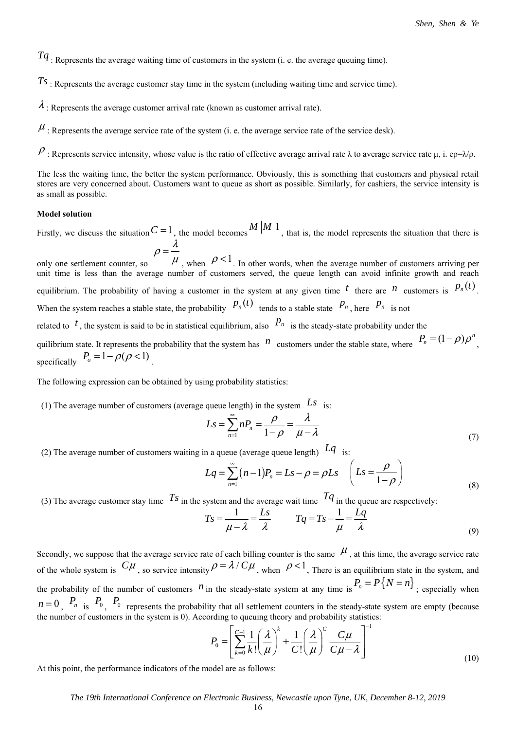$Tq$ : Represents the average waiting time of customers in the system (i. e. the average queuing time).

$Ts$ : Represents the average customer stay time in the system (including waiting time and service time).

$\lambda$ : Represents the average customer arrival rate (known as customer arrival rate).

$\mu$ : Represents the average service rate of the system (i. e. the average service rate of the service desk).

$\rho$ : Represents service intensity, whose value is the ratio of effective average arrival rate λ to average service rate μ, i. eρ=λ/ρ.

The less the waiting time, the better the system performance. Obviously, this is something that customers and physical retail stores are very concerned about. Customers want to queue as short as possible. Similarly, for cashiers, the service intensity is as small as possible.

**Model solution**

Firstly, we discuss the situation $C=1$, the model becomes $M|M|1$, that is, the model represents the situation that there is only one settlement counter, so $\rho = \dfrac{\lambda}{\mu}$, when $\rho < 1$. In other words, when the average number of customers arriving per unit time is less than the average number of customers served, the queue length can avoid infinite growth and reach equilibrium. The probability of having a customer in the system at any given time $t$ there are $n$ customers is $p_n(t)$. When the system reaches a stable state, the probability $p_n(t)$ tends to a stable state $P_n$, here $P_n$ is not related to $t$, the system is said to be in statistical equilibrium, also $P_n$ is the steady-state probability under the quilibrium state. It represents the probability that the system has $n$ customers under the stable state, where $P_n = (1-\rho)\rho^n$, specifically $P_o = 1-\rho(\rho<1)$.

The following expression can be obtained by using probability statistics:

(1) The average number of customers (average queue length) in the system $Ls$ is:

$$Ls = \sum_{n=1}^{\infty} nP_n = \frac{\rho}{1-\rho} = \frac{\lambda}{\mu - \lambda} \tag{7}$$

(2) The average number of customers waiting in a queue (average queue length) $Lq$ is:

$$Lq = \sum_{n=1}^{\infty} (n-1)P_n = Ls - \rho = \rho Ls \quad \left( Ls = \frac{\rho}{1-\rho} \right) \tag{8}$$

(3) The average customer stay time $Ts$ in the system and the average wait time $Tq$ in the queue are respectively:

$$Ts = \frac{1}{\mu - \lambda} = \frac{Ls}{\lambda} \qquad Tq = Ts - \frac{1}{\mu} = \frac{Lq}{\lambda} \tag{9}$$

Secondly, we suppose that the average service rate of each billing counter is the same $\mu$, at this time, the average service rate of the whole system is $C\mu$, so service intensity $\rho = \lambda / C\mu$, when $\rho < 1$, There is an equilibrium state in the system, and the probability of the number of customers $n$ in the steady-state system at any time is $P_n = P\{N = n\}$; especially when $n = 0$, $P_n$ is $P_0$, $P_0$ represents the probability that all settlement counters in the steady-state system are empty (because the number of customers in the system is 0). According to queuing theory and probability statistics:

$$P_0 = \left[ \sum_{k=0}^{C-1} \frac{1}{k!} \left( \frac{\lambda}{\mu} \right)^k + \frac{1}{C!} \left( \frac{\lambda}{\mu} \right)^C \frac{C\mu}{C\mu - \lambda} \right]^{-1} \tag{10}$$

At this point, the performance indicators of the model are as follows: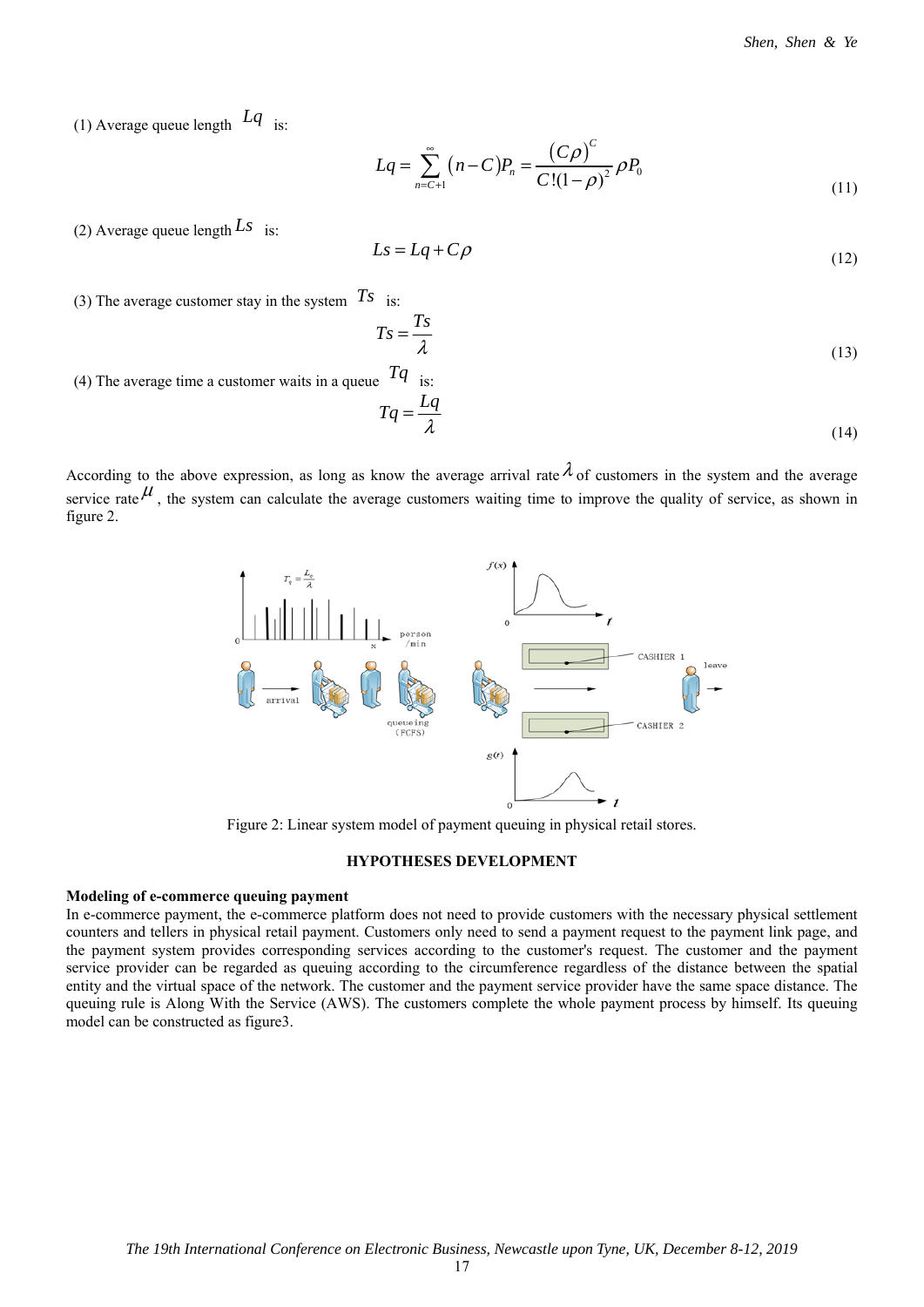(1) Average queue length $Lq$ is:

$$Lq = \sum_{n=C+1}^{\infty} (n-C)P_n = \frac{(C\rho)^C}{C!(1-\rho)^2}\rho P_0 \tag{11}$$

(2) Average queue length $Ls$ is:

$$Ls = Lq + C\rho \tag{12}$$

(3) The average customer stay in the system $Ts$ is:

$$Ts = \frac{Ts}{\lambda} \tag{13}$$

(4) The average time a customer waits in a queue $Tq$ is:

$$Tq = \frac{Lq}{\lambda} \tag{14}$$

According to the above expression, as long as know the average arrival rate $\lambda$ of customers in the system and the average service rate $\mu$, the system can calculate the average customers waiting time to improve the quality of service, as shown in figure 2.

Figure 2: Linear system model of payment queuing in physical retail stores.

## HYPOTHESES DEVELOPMENT

**Modeling of e-commerce queuing payment**

In e-commerce payment, the e-commerce platform does not need to provide customers with the necessary physical settlement counters and tellers in physical retail payment. Customers only need to send a payment request to the payment link page, and the payment system provides corresponding services according to the customer's request. The customer and the payment service provider can be regarded as queuing according to the circumference regardless of the distance between the spatial entity and the virtual space of the network. The customer and the payment service provider have the same space distance. The queuing rule is Along With the Service (AWS). The customers complete the whole payment process by himself. Its queuing model can be constructed as figure3.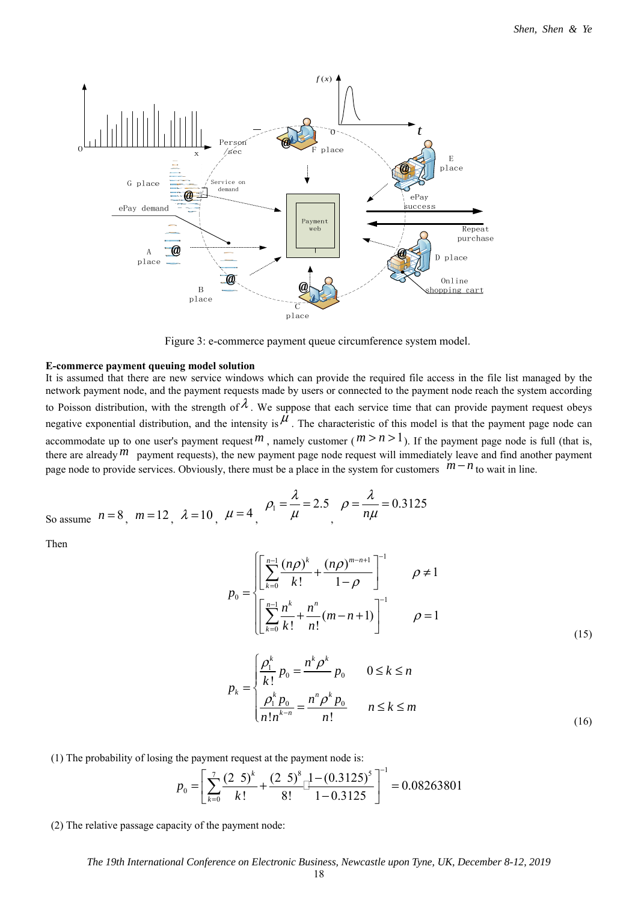Figure 3: e-commerce payment queue circumference system model.

**E-commerce payment queuing model solution**

It is assumed that there are new service windows which can provide the required file access in the file list managed by the network payment node, and the payment requests made by users or connected to the payment node reach the system according to Poisson distribution, with the strength of $\lambda$. We suppose that each service time that can provide payment request obeys negative exponential distribution, and the intensity is $\mu$. The characteristic of this model is that the payment page node can accommodate up to one user's payment request $m$, namely customer ($m > n > 1$). If the payment page node is full (that is, there are already $m$ payment requests), the new payment page node request will immediately leave and find another payment page node to provide services. Obviously, there must be a place in the system for customers $m-n$ to wait in line.

So assume $n=8$, $m=12$, $\lambda=10$, $\mu=4$, $\rho_1 = \dfrac{\lambda}{\mu} = 2.5$, $\rho = \dfrac{\lambda}{n\mu} = 0.3125$

Then

$$p_0 = \begin{cases} \left[ \sum_{k=0}^{n-1} \dfrac{(n\rho)^k}{k!} + \dfrac{(n\rho)^{m-n+1}}{1-\rho} \right]^{-1} & \rho \neq 1 \\ \left[ \sum_{k=0}^{n-1} \dfrac{n^k}{k!} + \dfrac{n^n}{n!}(m-n+1) \right]^{-1} & \rho = 1 \end{cases} \tag{15}$$

$$p_k = \begin{cases} \dfrac{\rho_1^k}{k!} p_0 = \dfrac{n^k \rho^k}{k!} p_0 & 0 \leq k \leq n \\ \dfrac{\rho_1^k p_0}{n! n^{k-n}} = \dfrac{n^n \rho^k p_0}{n!} & n \leq k \leq m \end{cases} \tag{16}$$

(1) The probability of losing the payment request at the payment node is:

$$p_0 = \left[ \sum_{k=0}^{7} \frac{(2\ 5)^k}{k!} + \frac{(2\ 5)^8}{8!} \square \frac{1-(0.3125)^5}{1-0.3125} \right]^{-1} = 0.08263801$$

(2) The relative passage capacity of the payment node: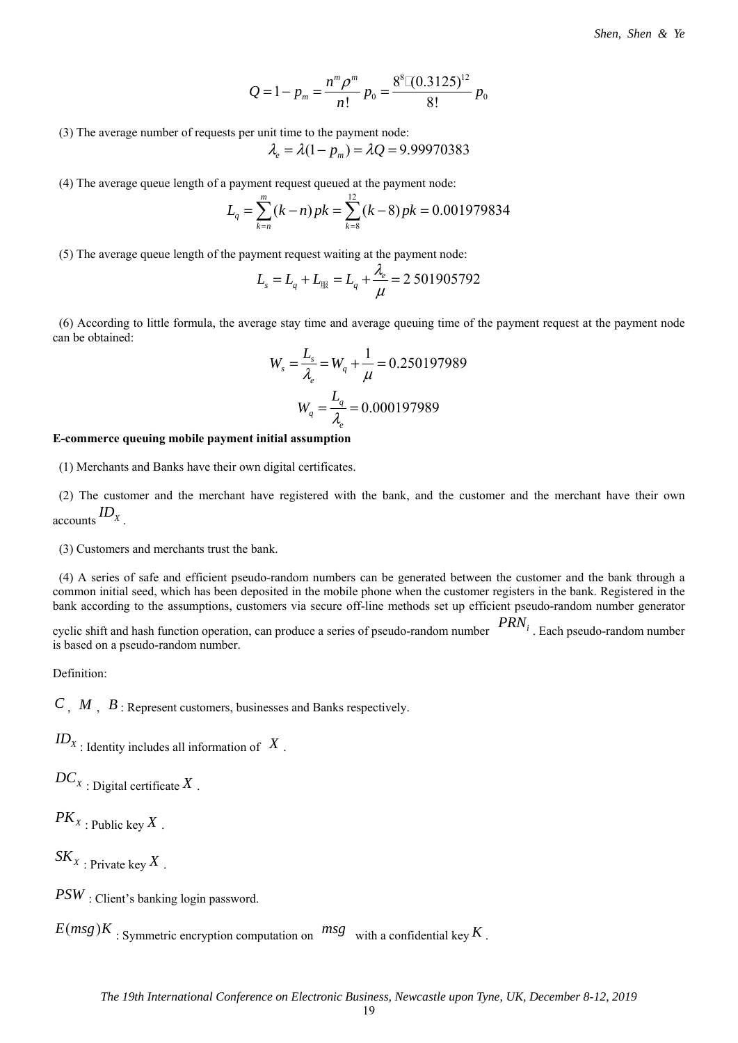$$Q = 1 - p_m = \frac{n^m \rho^m}{n!} p_0 = \frac{8^8 \square (0.3125)^{12}}{8!} p_0$$

(3) The average number of requests per unit time to the payment node:

$$\lambda_e = \lambda(1 - p_m) = \lambda Q = 9.99970383$$

(4) The average queue length of a payment request queued at the payment node:

$$L_q = \sum_{k=n}^{m} (k-n) pk = \sum_{k=8}^{12} (k-8) pk = 0.001979834$$

(5) The average queue length of the payment request waiting at the payment node:

$$L_s = L_q + L_{服} = L_q + \frac{\lambda_e}{\mu} = 2\ 501905792$$

(6) According to little formula, the average stay time and average queuing time of the payment request at the payment node can be obtained:

$$W_s = \frac{L_s}{\lambda_e} = W_q + \frac{1}{\mu} = 0.250197989$$

$$W_q = \frac{L_q}{\lambda_e} = 0.000197989$$

**E-commerce queuing mobile payment initial assumption**

(1) Merchants and Banks have their own digital certificates.

(2) The customer and the merchant have registered with the bank, and the customer and the merchant have their own accounts $ID_X$.

(3) Customers and merchants trust the bank.

(4) A series of safe and efficient pseudo-random numbers can be generated between the customer and the bank through a common initial seed, which has been deposited in the mobile phone when the customer registers in the bank. Registered in the bank according to the assumptions, customers via secure off-line methods set up efficient pseudo-random number generator cyclic shift and hash function operation, can produce a series of pseudo-random number $PRN_i$. Each pseudo-random number is based on a pseudo-random number.

Definition:

$C$, $M$, $B$: Represent customers, businesses and Banks respectively.

$ID_X$: Identity includes all information of $X$.

$DC_X$: Digital certificate $X$.

$PK_X$: Public key $X$.

$SK_X$: Private key $X$.

$PSW$: Client's banking login password.

$E(msg)K$: Symmetric encryption computation on $msg$ with a confidential key $K$.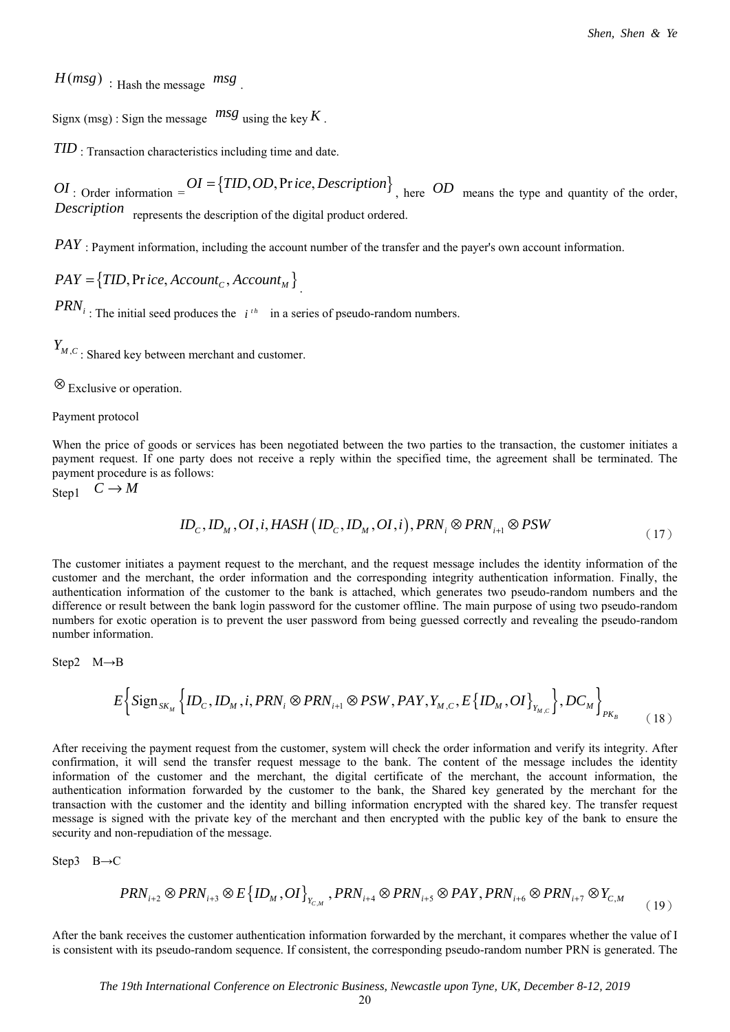$H(msg)$ : Hash the message $msg$ .

Signx (msg) : Sign the message $msg$ using the key $K$ .

$TID$ : Transaction characteristics including time and date.

$OI$ : Order information = $OI = \{TID, OD, \Pr ice, Description\}$ , here $OD$ means the type and quantity of the order, $Description$ represents the description of the digital product ordered.

$PAY$ : Payment information, including the account number of the transfer and the payer's own account information.

$PAY = \{TID, \Pr ice, Account_C, Account_M\}$ .

$PRN_i$ : The initial seed produces the $i^{th}$ in a series of pseudo-random numbers.

$Y_{M,C}$ : Shared key between merchant and customer.

$\otimes$ Exclusive or operation.

Payment protocol

When the price of goods or services has been negotiated between the two parties to the transaction, the customer initiates a payment request. If one party does not receive a reply within the specified time, the agreement shall be terminated. The payment procedure is as follows:

Step1 $C \to M$

$$ID_C, ID_M, OI, i, HASH\left(ID_C, ID_M, OI, i\right), PRN_i \otimes PRN_{i+1} \otimes PSW \quad (17)$$

The customer initiates a payment request to the merchant, and the request message includes the identity information of the customer and the merchant, the order information and the corresponding integrity authentication information. Finally, the authentication information of the customer to the bank is attached, which generates two pseudo-random numbers and the difference or result between the bank login password for the customer offline. The main purpose of using two pseudo-random numbers for exotic operation is to prevent the user password from being guessed correctly and revealing the pseudo-random number information.

Step2 M→B

$$E\left\{\text{Sign}_{SK_M}\left\{ID_C, ID_M, i, PRN_i \otimes PRN_{i+1} \otimes PSW, PAY, Y_{M,C}, E\left\{ID_M, OI\right\}_{Y_{M,C}}\right\}, DC_M\right\}_{PK_B} \quad (18)$$

After receiving the payment request from the customer, system will check the order information and verify its integrity. After confirmation, it will send the transfer request message to the bank. The content of the message includes the identity information of the customer and the merchant, the digital certificate of the merchant, the account information, the authentication information forwarded by the customer to the bank, the Shared key generated by the merchant for the transaction with the customer and the identity and billing information encrypted with the shared key. The transfer request message is signed with the private key of the merchant and then encrypted with the public key of the bank to ensure the security and non-repudiation of the message.

Step3 B→C

$$PRN_{i+2} \otimes PRN_{i+3} \otimes E\left\{ID_M, OI\right\}_{Y_{C,M}}, PRN_{i+4} \otimes PRN_{i+5} \otimes PAY, PRN_{i+6} \otimes PRN_{i+7} \otimes Y_{C,M} \quad (19)$$

After the bank receives the customer authentication information forwarded by the merchant, it compares whether the value of I is consistent with its pseudo-random sequence. If consistent, the corresponding pseudo-random number PRN is generated. The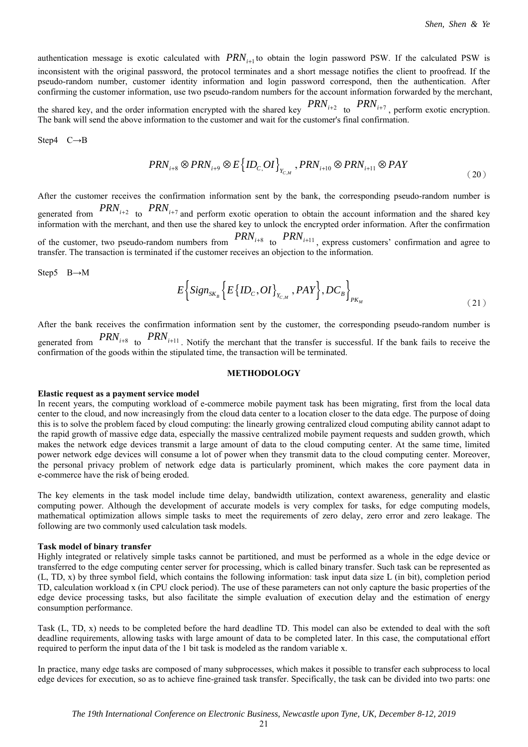authentication message is exotic calculated with $PRN_{i+1}$ to obtain the login password PSW. If the calculated PSW is inconsistent with the original password, the protocol terminates and a short message notifies the client to proofread. If the pseudo-random number, customer identity information and login password correspond, then the authentication. After confirming the customer information, use two pseudo-random numbers for the account information forwarded by the merchant, the shared key, and the order information encrypted with the shared key $PRN_{i+2}$ to $PRN_{i+7}$, perform exotic encryption. The bank will send the above information to the customer and wait for the customer's final confirmation.

Step4 C→B

$$PRN_{i+8} \otimes PRN_{i+9} \otimes E\left\{ID_{C,}OI\right\}_{Y_{C,M}}, PRN_{i+10} \otimes PRN_{i+11} \otimes PAY \tag{20}$$

After the customer receives the confirmation information sent by the bank, the corresponding pseudo-random number is generated from $PRN_{i+2}$ to $PRN_{i+7}$ and perform exotic operation to obtain the account information and the shared key information with the merchant, and then use the shared key to unlock the encrypted order information. After the confirmation of the customer, two pseudo-random numbers from $PRN_{i+8}$ to $PRN_{i+11}$, express customers' confirmation and agree to transfer. The transaction is terminated if the customer receives an objection to the information.

Step5 B→M

$$E\left\{Sign_{SK_B}\left\{E\left\{ID_C, OI\right\}_{Y_{C,M}}, PAY\right\}, DC_B\right\}_{PK_M} \tag{21}$$

After the bank receives the confirmation information sent by the customer, the corresponding pseudo-random number is generated from $PRN_{i+8}$ to $PRN_{i+11}$. Notify the merchant that the transfer is successful. If the bank fails to receive the confirmation of the goods within the stipulated time, the transaction will be terminated.

## METHODOLOGY

### Elastic request as a payment service model

In recent years, the computing workload of e-commerce mobile payment task has been migrating, first from the local data center to the cloud, and now increasingly from the cloud data center to a location closer to the data edge. The purpose of doing this is to solve the problem faced by cloud computing: the linearly growing centralized cloud computing ability cannot adapt to the rapid growth of massive edge data, especially the massive centralized mobile payment requests and sudden growth, which makes the network edge devices transmit a large amount of data to the cloud computing center. At the same time, limited power network edge devices will consume a lot of power when they transmit data to the cloud computing center. Moreover, the personal privacy problem of network edge data is particularly prominent, which makes the core payment data in e-commerce have the risk of being eroded.

The key elements in the task model include time delay, bandwidth utilization, context awareness, generality and elastic computing power. Although the development of accurate models is very complex for tasks, for edge computing models, mathematical optimization allows simple tasks to meet the requirements of zero delay, zero error and zero leakage. The following are two commonly used calculation task models.

### Task model of binary transfer

Highly integrated or relatively simple tasks cannot be partitioned, and must be performed as a whole in the edge device or transferred to the edge computing center server for processing, which is called binary transfer. Such task can be represented as (L, TD, x) by three symbol field, which contains the following information: task input data size L (in bit), completion period TD, calculation workload x (in CPU clock period). The use of these parameters can not only capture the basic properties of the edge device processing tasks, but also facilitate the simple evaluation of execution delay and the estimation of energy consumption performance.

Task (L, TD, x) needs to be completed before the hard deadline TD. This model can also be extended to deal with the soft deadline requirements, allowing tasks with large amount of data to be completed later. In this case, the computational effort required to perform the input data of the 1 bit task is modeled as the random variable x.

In practice, many edge tasks are composed of many subprocesses, which makes it possible to transfer each subprocess to local edge devices for execution, so as to achieve fine-grained task transfer. Specifically, the task can be divided into two parts: one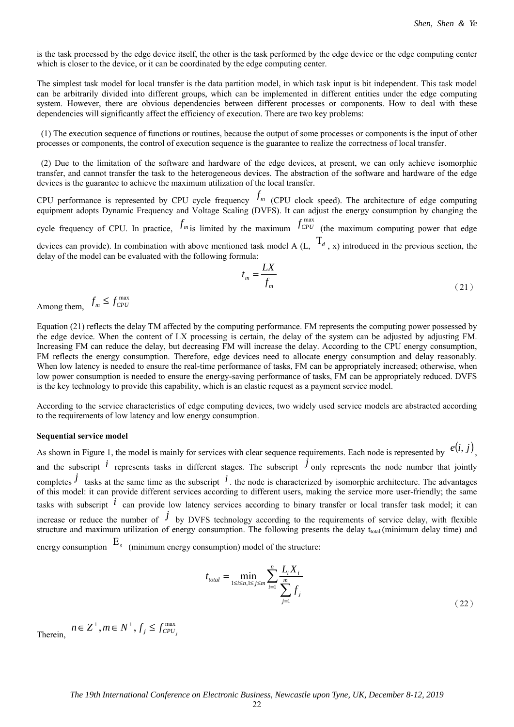is the task processed by the edge device itself, the other is the task performed by the edge device or the edge computing center which is closer to the device, or it can be coordinated by the edge computing center.

The simplest task model for local transfer is the data partition model, in which task input is bit independent. This task model can be arbitrarily divided into different groups, which can be implemented in different entities under the edge computing system. However, there are obvious dependencies between different processes or components. How to deal with these dependencies will significantly affect the efficiency of execution. There are two key problems:

(1) The execution sequence of functions or routines, because the output of some processes or components is the input of other processes or components, the control of execution sequence is the guarantee to realize the correctness of local transfer.

(2) Due to the limitation of the software and hardware of the edge devices, at present, we can only achieve isomorphic transfer, and cannot transfer the task to the heterogeneous devices. The abstraction of the software and hardware of the edge devices is the guarantee to achieve the maximum utilization of the local transfer.

CPU performance is represented by CPU cycle frequency $f_m$ (CPU clock speed). The architecture of edge computing equipment adopts Dynamic Frequency and Voltage Scaling (DVFS). It can adjust the energy consumption by changing the cycle frequency of CPU. In practice, $f_m$ is limited by the maximum $f_{CPU}^{max}$ (the maximum computing power that edge devices can provide). In combination with above mentioned task model A (L, $T_d$, x) introduced in the previous section, the delay of the model can be evaluated with the following formula:

$$t_m = \frac{LX}{f_m} \tag{21}$$

Among them, $f_m \leq f_{CPU}^{max}$

Equation (21) reflects the delay TM affected by the computing performance. FM represents the computing power possessed by the edge device. When the content of LX processing is certain, the delay of the system can be adjusted by adjusting FM. Increasing FM can reduce the delay, but decreasing FM will increase the delay. According to the CPU energy consumption, FM reflects the energy consumption. Therefore, edge devices need to allocate energy consumption and delay reasonably. When low latency is needed to ensure the real-time performance of tasks, FM can be appropriately increased; otherwise, when low power consumption is needed to ensure the energy-saving performance of tasks, FM can be appropriately reduced. DVFS is the key technology to provide this capability, which is an elastic request as a payment service model.

According to the service characteristics of edge computing devices, two widely used service models are abstracted according to the requirements of low latency and low energy consumption.

**Sequential service model**

As shown in Figure 1, the model is mainly for services with clear sequence requirements. Each node is represented by $e(i, j)$, and the subscript $i$ represents tasks in different stages. The subscript $j$ only represents the node number that jointly completes $j$ tasks at the same time as the subscript $i$. the node is characterized by isomorphic architecture. The advantages of this model: it can provide different services according to different users, making the service more user-friendly; the same tasks with subscript $i$ can provide low latency services according to binary transfer or local transfer task model; it can increase or reduce the number of $j$ by DVFS technology according to the requirements of service delay, with flexible structure and maximum utilization of energy consumption. The following presents the delay $t_{total}$ (minimum delay time) and energy consumption $E_s$ (minimum energy consumption) model of the structure:

$$t_{total} = \min_{1 \leq i \leq n, 1 \leq j \leq m} \sum_{i=1}^{n} \frac{L_i X_i}{\sum_{j=1}^{m} f_j} \tag{22}$$

Therein, $n \in Z^+, m \in N^+, f_j \leq f_{CPU_j}^{max}$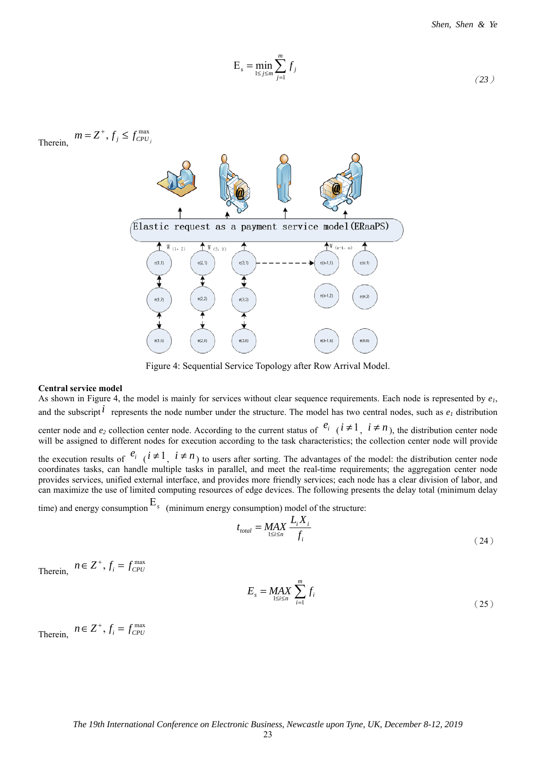$$\mathrm{E_s} = \min_{1 \le j \le m} \sum_{j=1}^{m} f_j \tag{23}$$

Therein, $m = Z^+, f_j \le f_{CPU_j}^{\max}$

Figure 4: Sequential Service Topology after Row Arrival Model.

**Central service model**

As shown in Figure 4, the model is mainly for services without clear sequence requirements. Each node is represented by $e_1$, and the subscript $i$ represents the node number under the structure. The model has two central nodes, such as $e_1$ distribution center node and $e_2$ collection center node. According to the current status of $e_i$ ($i \ne 1$, $i \ne n$), the distribution center node will be assigned to different nodes for execution according to the task characteristics; the collection center node will provide the execution results of $e_i$ ($i \ne 1$, $i \ne n$) to users after sorting. The advantages of the model: the distribution center node coordinates tasks, can handle multiple tasks in parallel, and meet the real-time requirements; the aggregation center node provides services, unified external interface, and provides more friendly services; each node has a clear division of labor, and can maximize the use of limited computing resources of edge devices. The following presents the delay total (minimum delay time) and energy consumption $\mathrm{E}_s$ (minimum energy consumption) model of the structure:

$$t_{total} = \underset{1 \le i \le n}{MAX} \frac{L_i X_i}{f_i} \tag{24}$$

Therein, $n \in Z^+, f_i = f_{CPU}^{\max}$

$$E_s = \underset{1 \le i \le n}{MAX} \sum_{i=1}^{m} f_i \tag{25}$$

Therein, $n \in Z^+, f_i = f_{CPU}^{\max}$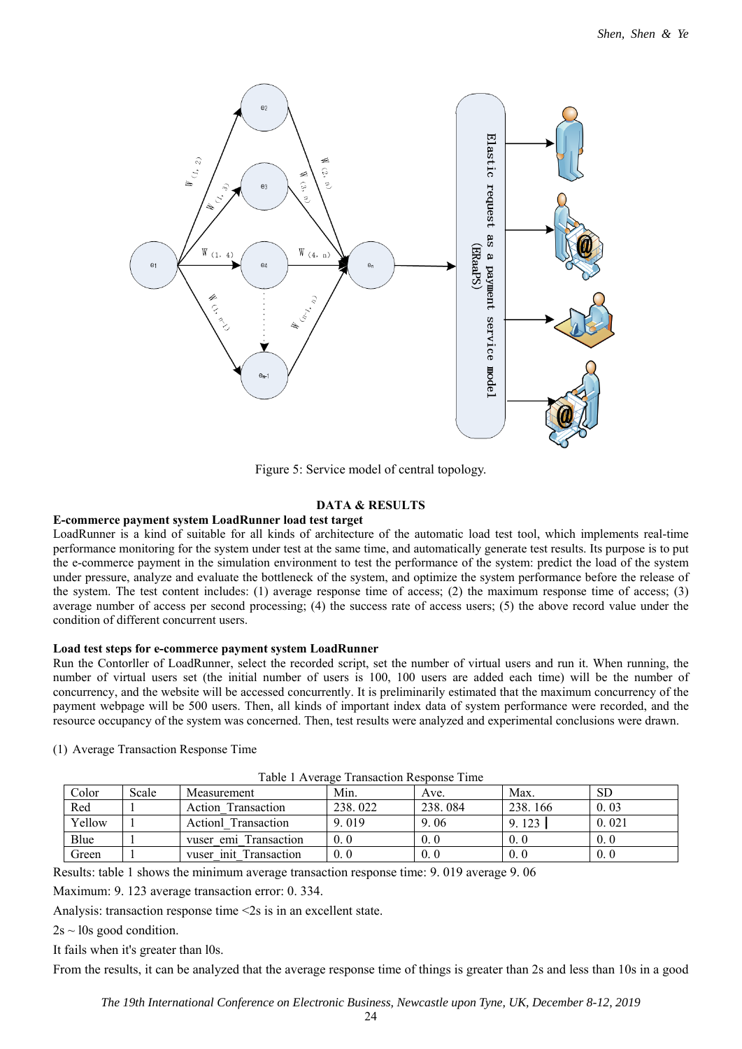Figure 5: Service model of central topology.

## DATA & RESULTS

### E-commerce payment system LoadRunner load test target

LoadRunner is a kind of suitable for all kinds of architecture of the automatic load test tool, which implements real-time performance monitoring for the system under test at the same time, and automatically generate test results. Its purpose is to put the e-commerce payment in the simulation environment to test the performance of the system: predict the load of the system under pressure, analyze and evaluate the bottleneck of the system, and optimize the system performance before the release of the system. The test content includes: (1) average response time of access; (2) the maximum response time of access; (3) average number of access per second processing; (4) the success rate of access users; (5) the above record value under the condition of different concurrent users.

### Load test steps for e-commerce payment system LoadRunner

Run the Contorller of LoadRunner, select the recorded script, set the number of virtual users and run it. When running, the number of virtual users set (the initial number of users is 100, 100 users are added each time) will be the number of concurrency, and the website will be accessed concurrently. It is preliminarily estimated that the maximum concurrency of the payment webpage will be 500 users. Then, all kinds of important index data of system performance were recorded, and the resource occupancy of the system was concerned. Then, test results were analyzed and experimental conclusions were drawn.

(1) Average Transaction Response Time

Table 1 Average Transaction Response Time

| Color | Scale | Measurement | Min. | Ave. | Max. | SD |
|---|---|---|---|---|---|---|
| Red | 1 | Action_Transaction | 238. 022 | 238. 084 | 238. 166 | 0. 03 |
| Yellow | 1 | Action1_Transaction | 9. 019 | 9. 06 | 9. 123 | 0. 021 |
| Blue | 1 | vuser_emi_Transaction | 0. 0 | 0. 0 | 0. 0 | 0. 0 |
| Green | 1 | vuser_init_Transaction | 0. 0 | 0. 0 | 0. 0 | 0. 0 |

Results: table 1 shows the minimum average transaction response time: 9. 019 average 9. 06

Maximum: 9. 123 average transaction error: 0. 334.

Analysis: transaction response time <2s is in an excellent state.

2s ~ l0s good condition.

It fails when it's greater than l0s.

From the results, it can be analyzed that the average response time of things is greater than 2s and less than 10s in a good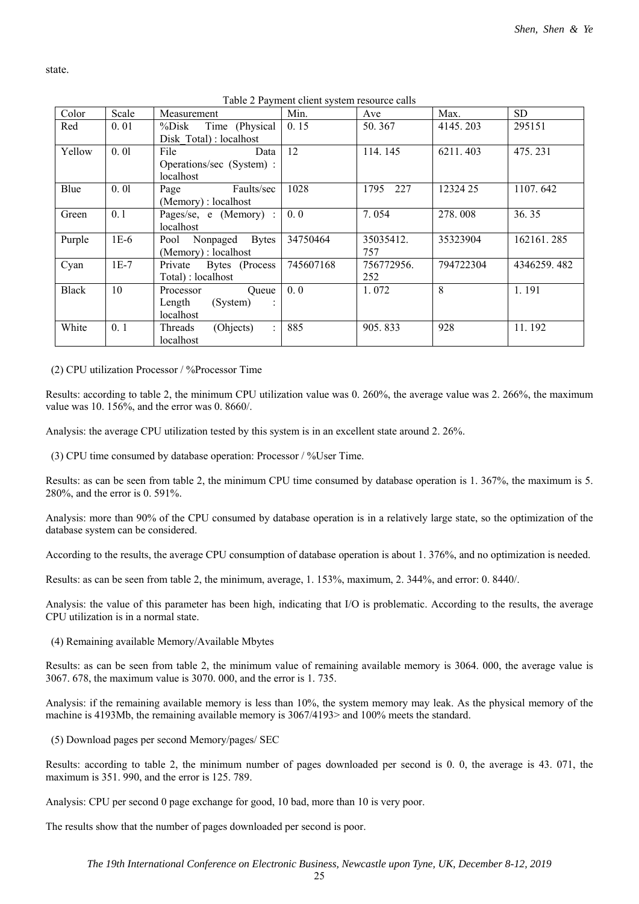state.

Table 2 Payment client system resource calls

| Color | Scale | Measurement | Min. | Ave | Max. | SD |
|---|---|---|---|---|---|---|
| Red | 0. 01 | %Disk Time (Physical Disk_Total) : localhost | 0. 15 | 50. 367 | 4145. 203 | 295151 |
| Yellow | 0. 0l | File Data Operations/sec (System) : localhost | 12 | 114. 145 | 6211. 403 | 475. 231 |
| Blue | 0. 0l | Page Faults/sec (Memory) : localhost | 1028 | 1795 227 | 12324 25 | 1107. 642 |
| Green | 0. 1 | Pages/se, e (Memory) : localhost | 0. 0 | 7. 054 | 278. 008 | 36. 35 |
| Purple | 1E-6 | Pool Nonpaged Bytes (Memory) : localhost | 34750464 | 35035412. 757 | 35323904 | 162161. 285 |
| Cyan | 1E-7 | Private Bytes (Process Total) : localhost | 745607168 | 756772956. 252 | 794722304 | 4346259. 482 |
| Black | 10 | Processor Queue Length (System) : localhost | 0. 0 | 1. 072 | 8 | 1. 191 |
| White | 0. 1 | Threads (Ohjects) : localhost | 885 | 905. 833 | 928 | 11. 192 |

(2) CPU utilization Processor / %Processor Time

Results: according to table 2, the minimum CPU utilization value was 0. 260%, the average value was 2. 266%, the maximum value was 10. 156%, and the error was 0. 8660/.

Analysis: the average CPU utilization tested by this system is in an excellent state around 2. 26%.

(3) CPU time consumed by database operation: Processor / %User Time.

Results: as can be seen from table 2, the minimum CPU time consumed by database operation is 1. 367%, the maximum is 5. 280%, and the error is 0. 591%.

Analysis: more than 90% of the CPU consumed by database operation is in a relatively large state, so the optimization of the database system can be considered.

According to the results, the average CPU consumption of database operation is about 1. 376%, and no optimization is needed.

Results: as can be seen from table 2, the minimum, average, 1. 153%, maximum, 2. 344%, and error: 0. 8440/.

Analysis: the value of this parameter has been high, indicating that I/O is problematic. According to the results, the average CPU utilization is in a normal state.

(4) Remaining available Memory/Available Mbytes

Results: as can be seen from table 2, the minimum value of remaining available memory is 3064. 000, the average value is 3067. 678, the maximum value is 3070. 000, and the error is 1. 735.

Analysis: if the remaining available memory is less than 10%, the system memory may leak. As the physical memory of the machine is 4193Mb, the remaining available memory is 3067/4193> and 100% meets the standard.

(5) Download pages per second Memory/pages/ SEC

Results: according to table 2, the minimum number of pages downloaded per second is 0. 0, the average is 43. 071, the maximum is 351. 990, and the error is 125. 789.

Analysis: CPU per second 0 page exchange for good, 10 bad, more than 10 is very poor.

The results show that the number of pages downloaded per second is poor.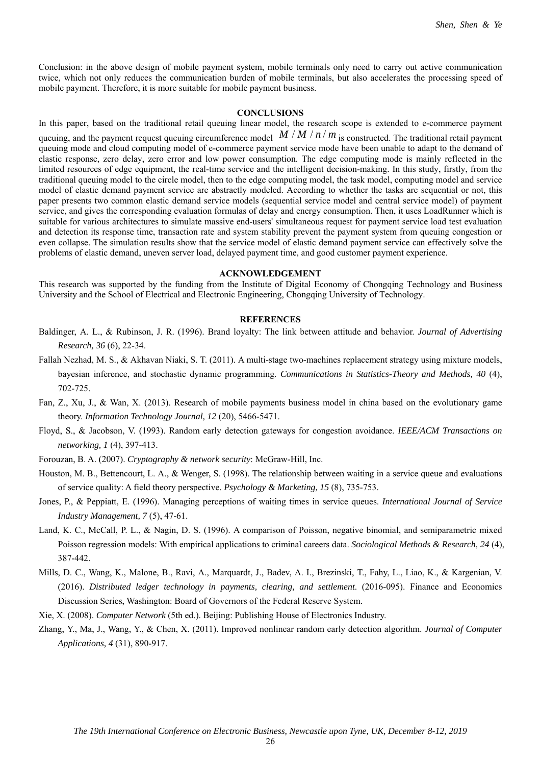Conclusion: in the above design of mobile payment system, mobile terminals only need to carry out active communication twice, which not only reduces the communication burden of mobile terminals, but also accelerates the processing speed of mobile payment. Therefore, it is more suitable for mobile payment business.

## CONCLUSIONS

In this paper, based on the traditional retail queuing linear model, the research scope is extended to e-commerce payment queuing, and the payment request queuing circumference model $M/M/n/m$ is constructed. The traditional retail payment queuing mode and cloud computing model of e-commerce payment service mode have been unable to adapt to the demand of elastic response, zero delay, zero error and low power consumption. The edge computing mode is mainly reflected in the limited resources of edge equipment, the real-time service and the intelligent decision-making. In this study, firstly, from the traditional queuing model to the circle model, then to the edge computing model, the task model, computing model and service model of elastic demand payment service are abstractly modeled. According to whether the tasks are sequential or not, this paper presents two common elastic demand service models (sequential service model and central service model) of payment service, and gives the corresponding evaluation formulas of delay and energy consumption. Then, it uses LoadRunner which is suitable for various architectures to simulate massive end-users' simultaneous request for payment service load test evaluation and detection its response time, transaction rate and system stability prevent the payment system from queuing congestion or even collapse. The simulation results show that the service model of elastic demand payment service can effectively solve the problems of elastic demand, uneven server load, delayed payment time, and good customer payment experience.

## ACKNOWLEDGEMENT

This research was supported by the funding from the Institute of Digital Economy of Chongqing Technology and Business University and the School of Electrical and Electronic Engineering, Chongqing University of Technology.

## REFERENCES

Baldinger, A. L., & Rubinson, J. R. (1996). Brand loyalty: The link between attitude and behavior. *Journal of Advertising Research, 36* (6), 22-34.

Fallah Nezhad, M. S., & Akhavan Niaki, S. T. (2011). A multi-stage two-machines replacement strategy using mixture models, bayesian inference, and stochastic dynamic programming. *Communications in Statistics-Theory and Methods, 40* (4), 702-725.

Fan, Z., Xu, J., & Wan, X. (2013). Research of mobile payments business model in china based on the evolutionary game theory. *Information Technology Journal, 12* (20), 5466-5471.

Floyd, S., & Jacobson, V. (1993). Random early detection gateways for congestion avoidance. *IEEE/ACM Transactions on networking, 1* (4), 397-413.

Forouzan, B. A. (2007). *Cryptography & network security*: McGraw-Hill, Inc.

Houston, M. B., Bettencourt, L. A., & Wenger, S. (1998). The relationship between waiting in a service queue and evaluations of service quality: A field theory perspective. *Psychology & Marketing, 15* (8), 735-753.

Jones, P., & Peppiatt, E. (1996). Managing perceptions of waiting times in service queues. *International Journal of Service Industry Management, 7* (5), 47-61.

Land, K. C., McCall, P. L., & Nagin, D. S. (1996). A comparison of Poisson, negative binomial, and semiparametric mixed Poisson regression models: With empirical applications to criminal careers data. *Sociological Methods & Research, 24* (4), 387-442.

Mills, D. C., Wang, K., Malone, B., Ravi, A., Marquardt, J., Badev, A. I., Brezinski, T., Fahy, L., Liao, K., & Kargenian, V. (2016). *Distributed ledger technology in payments, clearing, and settlement*. (2016-095). Finance and Economics Discussion Series, Washington: Board of Governors of the Federal Reserve System.

Xie, X. (2008). *Computer Network* (5th ed.). Beijing: Publishing House of Electronics Industry.

Zhang, Y., Ma, J., Wang, Y., & Chen, X. (2011). Improved nonlinear random early detection algorithm. *Journal of Computer Applications, 4* (31), 890-917.